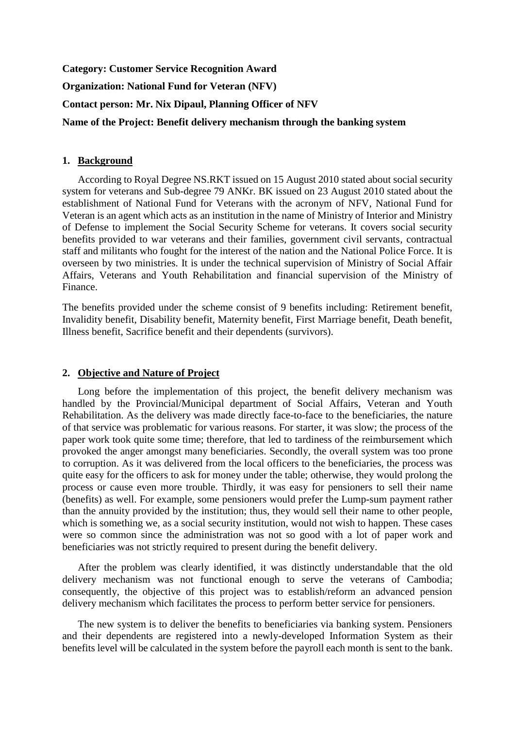**Category: Customer Service Recognition Award**

**Organization: National Fund for Veteran (NFV)**

**Contact person: Mr. Nix Dipaul, Planning Officer of NFV**

**Name of the Project: Benefit delivery mechanism through the banking system**

## 1. Background

According to Royal Degree NS.RKT issued on 15 August 2010 stated about social security system for veterans and Sub-degree 79 ANKr. BK issued on 23 August 2010 stated about the establishment of National Fund for Veterans with the acronym of NFV, National Fund for Veteran is an agent which acts as an institution in the name of Ministry of Interior and Ministry of Defense to implement the Social Security Scheme for veterans. It covers social security benefits provided to war veterans and their families, government civil servants, contractual staff and militants who fought for the interest of the nation and the National Police Force. It is overseen by two ministries. It is under the technical supervision of Ministry of Social Affair Affairs, Veterans and Youth Rehabilitation and financial supervision of the Ministry of Finance.

The benefits provided under the scheme consist of 9 benefits including: Retirement benefit, Invalidity benefit, Disability benefit, Maternity benefit, First Marriage benefit, Death benefit, Illness benefit, Sacrifice benefit and their dependents (survivors).

## 2. Objective and Nature of Project

Long before the implementation of this project, the benefit delivery mechanism was handled by the Provincial/Municipal department of Social Affairs, Veteran and Youth Rehabilitation. As the delivery was made directly face-to-face to the beneficiaries, the nature of that service was problematic for various reasons. For starter, it was slow; the process of the paper work took quite some time; therefore, that led to tardiness of the reimbursement which provoked the anger amongst many beneficiaries. Secondly, the overall system was too prone to corruption. As it was delivered from the local officers to the beneficiaries, the process was quite easy for the officers to ask for money under the table; otherwise, they would prolong the process or cause even more trouble. Thirdly, it was easy for pensioners to sell their name (benefits) as well. For example, some pensioners would prefer the Lump-sum payment rather than the annuity provided by the institution; thus, they would sell their name to other people, which is something we, as a social security institution, would not wish to happen. These cases were so common since the administration was not so good with a lot of paper work and beneficiaries was not strictly required to present during the benefit delivery.

After the problem was clearly identified, it was distinctly understandable that the old delivery mechanism was not functional enough to serve the veterans of Cambodia; consequently, the objective of this project was to establish/reform an advanced pension delivery mechanism which facilitates the process to perform better service for pensioners.

The new system is to deliver the benefits to beneficiaries via banking system. Pensioners and their dependents are registered into a newly-developed Information System as their benefits level will be calculated in the system before the payroll each month is sent to the bank.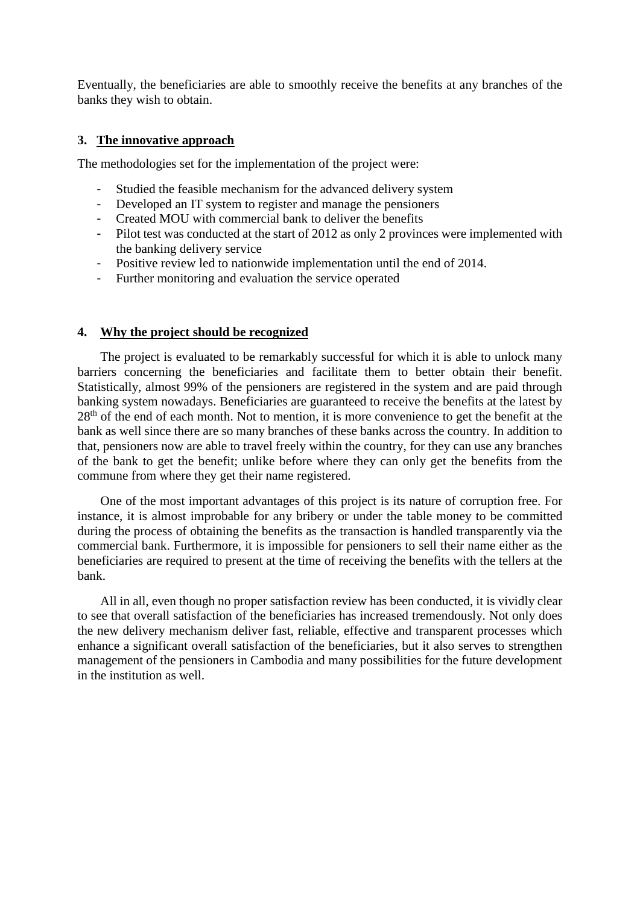Eventually, the beneficiaries are able to smoothly receive the benefits at any branches of the banks they wish to obtain.

## 3. The innovative approach

The methodologies set for the implementation of the project were:

- Studied the feasible mechanism for the advanced delivery system
- Developed an IT system to register and manage the pensioners
- Created MOU with commercial bank to deliver the benefits
- Pilot test was conducted at the start of 2012 as only 2 provinces were implemented with the banking delivery service
- Positive review led to nationwide implementation until the end of 2014.
- Further monitoring and evaluation the service operated

## 4. Why the project should be recognized

The project is evaluated to be remarkably successful for which it is able to unlock many barriers concerning the beneficiaries and facilitate them to better obtain their benefit. Statistically, almost 99% of the pensioners are registered in the system and are paid through banking system nowadays. Beneficiaries are guaranteed to receive the benefits at the latest by 28th of the end of each month. Not to mention, it is more convenience to get the benefit at the bank as well since there are so many branches of these banks across the country. In addition to that, pensioners now are able to travel freely within the country, for they can use any branches of the bank to get the benefit; unlike before where they can only get the benefits from the commune from where they get their name registered.

One of the most important advantages of this project is its nature of corruption free. For instance, it is almost improbable for any bribery or under the table money to be committed during the process of obtaining the benefits as the transaction is handled transparently via the commercial bank. Furthermore, it is impossible for pensioners to sell their name either as the beneficiaries are required to present at the time of receiving the benefits with the tellers at the bank.

All in all, even though no proper satisfaction review has been conducted, it is vividly clear to see that overall satisfaction of the beneficiaries has increased tremendously. Not only does the new delivery mechanism deliver fast, reliable, effective and transparent processes which enhance a significant overall satisfaction of the beneficiaries, but it also serves to strengthen management of the pensioners in Cambodia and many possibilities for the future development in the institution as well.